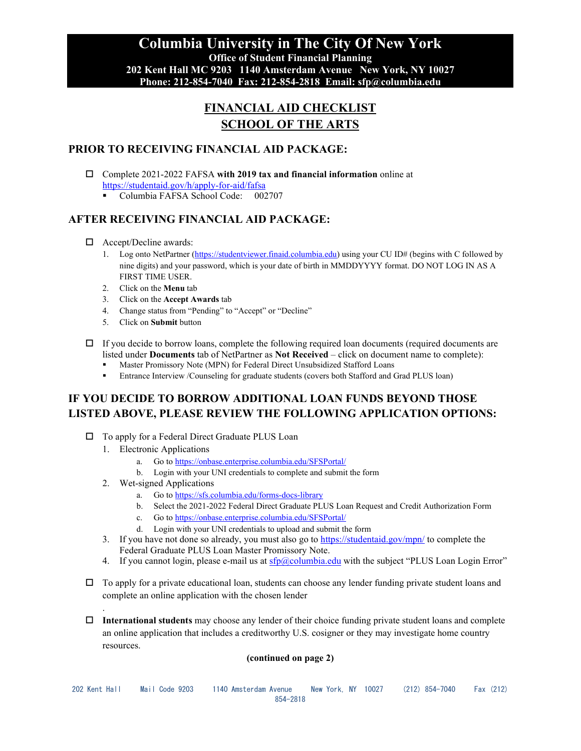# Columbia University in The City Of New York

**Office of Student Financial Planning**
**202 Kent Hall MC 9203 1140 Amsterdam Avenue New York, NY 10027**
**Phone: 212-854-7040 Fax: 212-854-2818 Email: sfp@columbia.edu**

## FINANCIAL AID CHECKLIST
## SCHOOL OF THE ARTS

### PRIOR TO RECEIVING FINANCIAL AID PACKAGE:

- ☐ Complete 2021-2022 FAFSA **with 2019 tax and financial information** online at https://studentaid.gov/h/apply-for-aid/fafsa
  - Columbia FAFSA School Code: 002707

### AFTER RECEIVING FINANCIAL AID PACKAGE:

- ☐ Accept/Decline awards:
  1. Log onto NetPartner (https://studentviewer.finaid.columbia.edu) using your CU ID# (begins with C followed by nine digits) and your password, which is your date of birth in MMDDYYYY format. DO NOT LOG IN AS A FIRST TIME USER.
  2. Click on the **Menu** tab
  3. Click on the **Accept Awards** tab
  4. Change status from "Pending" to "Accept" or "Decline"
  5. Click on **Submit** button

- ☐ If you decide to borrow loans, complete the following required loan documents (required documents are listed under **Documents** tab of NetPartner as **Not Received** – click on document name to complete):
  - Master Promissory Note (MPN) for Federal Direct Unsubsidized Stafford Loans
  - Entrance Interview /Counseling for graduate students (covers both Stafford and Grad PLUS loan)

### IF YOU DECIDE TO BORROW ADDITIONAL LOAN FUNDS BEYOND THOSE LISTED ABOVE, PLEASE REVIEW THE FOLLOWING APPLICATION OPTIONS:

- ☐ To apply for a Federal Direct Graduate PLUS Loan
  1. Electronic Applications
     a. Go to https://onbase.enterprise.columbia.edu/SFSPortal/
     b. Login with your UNI credentials to complete and submit the form
  2. Wet-signed Applications
     a. Go to https://sfs.columbia.edu/forms-docs-library
     b. Select the 2021-2022 Federal Direct Graduate PLUS Loan Request and Credit Authorization Form
     c. Go to https://onbase.enterprise.columbia.edu/SFSPortal/
     d. Login with your UNI credentials to upload and submit the form
  3. If you have not done so already, you must also go to https://studentaid.gov/mpn/ to complete the Federal Graduate PLUS Loan Master Promissory Note.
  4. If you cannot login, please e-mail us at sfp@columbia.edu with the subject "PLUS Loan Login Error"

- ☐ To apply for a private educational loan, students can choose any lender funding private student loans and complete an online application with the chosen lender

.

- ☐ **International students** may choose any lender of their choice funding private student loans and complete an online application that includes a creditworthy U.S. cosigner or they may investigate home country resources.

**(continued on page 2)**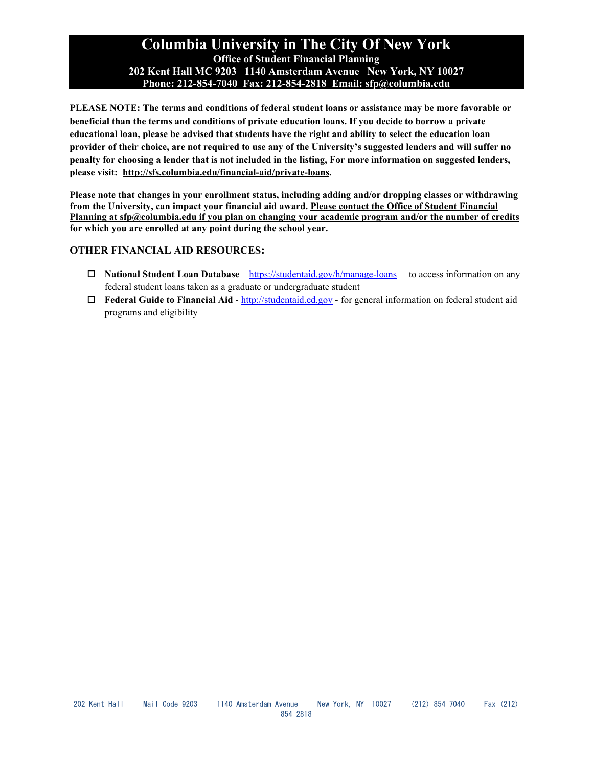# Columbia University in The City Of New York

**Office of Student Financial Planning**
**202 Kent Hall MC 9203 1140 Amsterdam Avenue New York, NY 10027**
**Phone: 212-854-7040 Fax: 212-854-2818 Email: sfp@columbia.edu**

**PLEASE NOTE: The terms and conditions of federal student loans or assistance may be more favorable or beneficial than the terms and conditions of private education loans. If you decide to borrow a private educational loan, please be advised that students have the right and ability to select the education loan provider of their choice, are not required to use any of the University's suggested lenders and will suffer no penalty for choosing a lender that is not included in the listing, For more information on suggested lenders, please visit: http://sfs.columbia.edu/financial-aid/private-loans.**

**Please note that changes in your enrollment status, including adding and/or dropping classes or withdrawing from the University, can impact your financial aid award. Please contact the Office of Student Financial Planning at sfp@columbia.edu if you plan on changing your academic program and/or the number of credits for which you are enrolled at any point during the school year.**

## OTHER FINANCIAL AID RESOURCES:

- ☐ **National Student Loan Database** – https://studentaid.gov/h/manage-loans – to access information on any federal student loans taken as a graduate or undergraduate student
- ☐ **Federal Guide to Financial Aid** - http://studentaid.ed.gov - for general information on federal student aid programs and eligibility